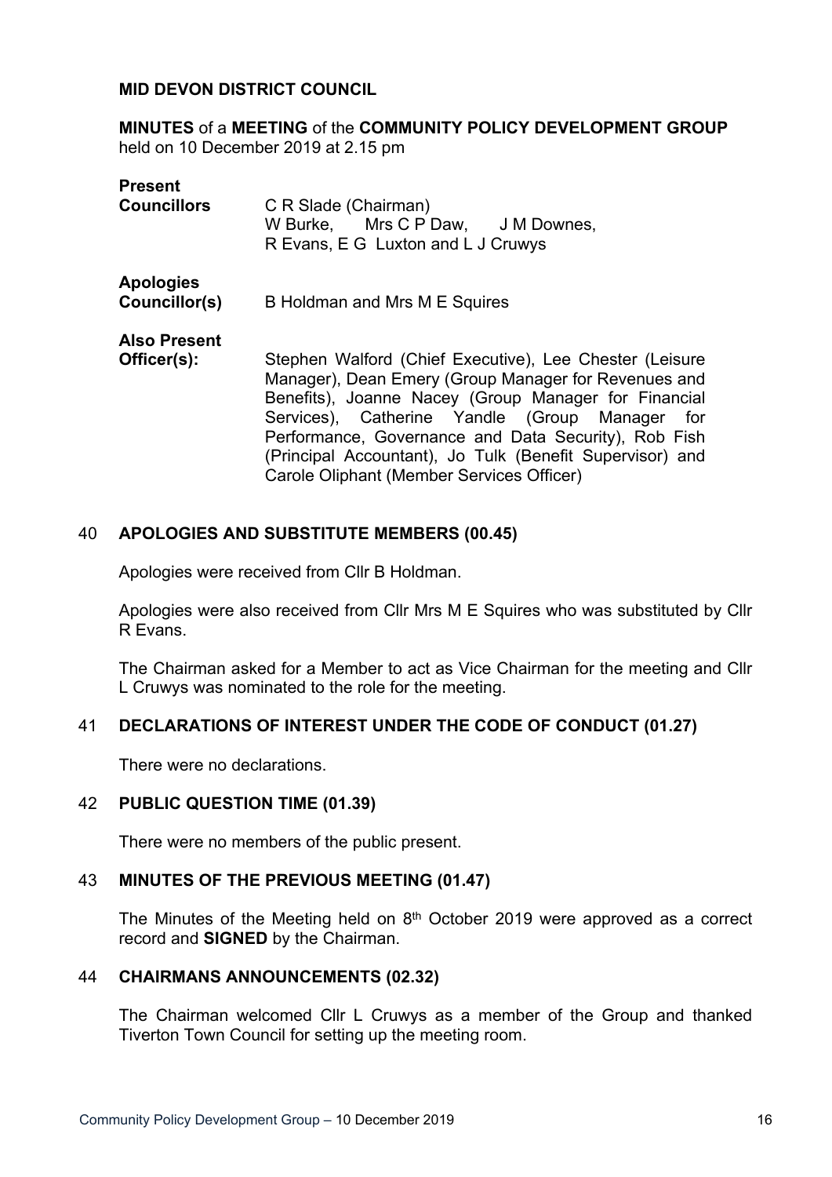**MID DEVON DISTRICT COUNCIL**

**MINUTES** of a **MEETING** of the **COMMUNITY POLICY DEVELOPMENT GROUP** held on 10 December 2019 at 2.15 pm

**Present**

**Councillors** C R Slade (Chairman)
W Burke, Mrs C P Daw, J M Downes, R Evans, E G Luxton and L J Cruwys

**Apologies**

**Councillor(s)** B Holdman and Mrs M E Squires

**Also Present**

**Officer(s):** Stephen Walford (Chief Executive), Lee Chester (Leisure Manager), Dean Emery (Group Manager for Revenues and Benefits), Joanne Nacey (Group Manager for Financial Services), Catherine Yandle (Group Manager for Performance, Governance and Data Security), Rob Fish (Principal Accountant), Jo Tulk (Benefit Supervisor) and Carole Oliphant (Member Services Officer)

### 40 APOLOGIES AND SUBSTITUTE MEMBERS (00.45)

Apologies were received from Cllr B Holdman.

Apologies were also received from Cllr Mrs M E Squires who was substituted by Cllr R Evans.

The Chairman asked for a Member to act as Vice Chairman for the meeting and Cllr L Cruwys was nominated to the role for the meeting.

### 41 DECLARATIONS OF INTEREST UNDER THE CODE OF CONDUCT (01.27)

There were no declarations.

### 42 PUBLIC QUESTION TIME (01.39)

There were no members of the public present.

### 43 MINUTES OF THE PREVIOUS MEETING (01.47)

The Minutes of the Meeting held on 8th October 2019 were approved as a correct record and **SIGNED** by the Chairman.

### 44 CHAIRMANS ANNOUNCEMENTS (02.32)

The Chairman welcomed Cllr L Cruwys as a member of the Group and thanked Tiverton Town Council for setting up the meeting room.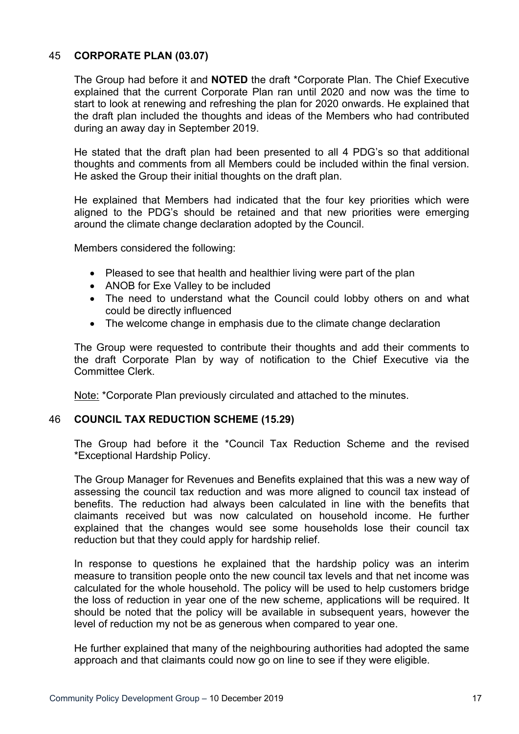## 45 **CORPORATE PLAN (03.07)**

The Group had before it and **NOTED** the draft *Corporate Plan. The Chief Executive explained that the current Corporate Plan ran until 2020 and now was the time to start to look at renewing and refreshing the plan for 2020 onwards. He explained that the draft plan included the thoughts and ideas of the Members who had contributed during an away day in September 2019.

He stated that the draft plan had been presented to all 4 PDG's so that additional thoughts and comments from all Members could be included within the final version. He asked the Group their initial thoughts on the draft plan.

He explained that Members had indicated that the four key priorities which were aligned to the PDG's should be retained and that new priorities were emerging around the climate change declaration adopted by the Council.

Members considered the following:

- Pleased to see that health and healthier living were part of the plan
- ANOB for Exe Valley to be included
- The need to understand what the Council could lobby others on and what could be directly influenced
- The welcome change in emphasis due to the climate change declaration

The Group were requested to contribute their thoughts and add their comments to the draft Corporate Plan by way of notification to the Chief Executive via the Committee Clerk.

Note: *Corporate Plan previously circulated and attached to the minutes.

## 46 **COUNCIL TAX REDUCTION SCHEME (15.29)**

The Group had before it the *Council Tax Reduction Scheme and the revised *Exceptional Hardship Policy.

The Group Manager for Revenues and Benefits explained that this was a new way of assessing the council tax reduction and was more aligned to council tax instead of benefits. The reduction had always been calculated in line with the benefits that claimants received but was now calculated on household income. He further explained that the changes would see some households lose their council tax reduction but that they could apply for hardship relief.

In response to questions he explained that the hardship policy was an interim measure to transition people onto the new council tax levels and that net income was calculated for the whole household. The policy will be used to help customers bridge the loss of reduction in year one of the new scheme, applications will be required. It should be noted that the policy will be available in subsequent years, however the level of reduction my not be as generous when compared to year one.

He further explained that many of the neighbouring authorities had adopted the same approach and that claimants could now go on line to see if they were eligible.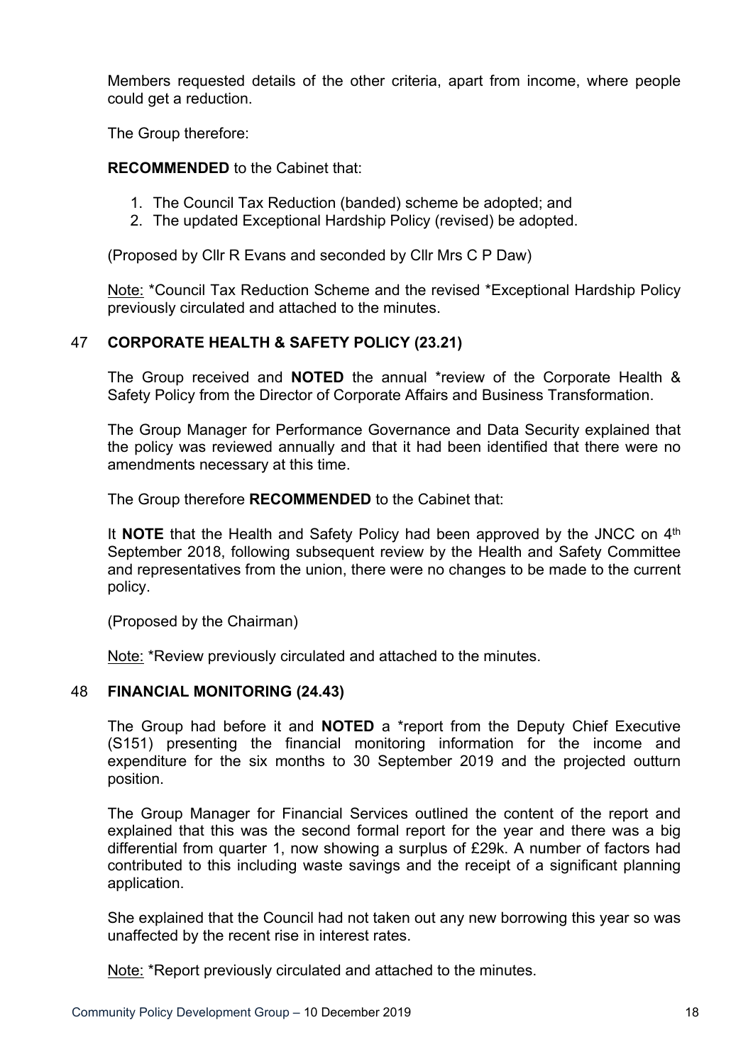Members requested details of the other criteria, apart from income, where people could get a reduction.

The Group therefore:

**RECOMMENDED** to the Cabinet that:

1. The Council Tax Reduction (banded) scheme be adopted; and
2. The updated Exceptional Hardship Policy (revised) be adopted.

(Proposed by Cllr R Evans and seconded by Cllr Mrs C P Daw)

Note: *Council Tax Reduction Scheme and the revised *Exceptional Hardship Policy previously circulated and attached to the minutes.

## 47 CORPORATE HEALTH & SAFETY POLICY (23.21)

The Group received and **NOTED** the annual *review of the Corporate Health & Safety Policy from the Director of Corporate Affairs and Business Transformation.

The Group Manager for Performance Governance and Data Security explained that the policy was reviewed annually and that it had been identified that there were no amendments necessary at this time.

The Group therefore **RECOMMENDED** to the Cabinet that:

It **NOTE** that the Health and Safety Policy had been approved by the JNCC on 4th September 2018, following subsequent review by the Health and Safety Committee and representatives from the union, there were no changes to be made to the current policy.

(Proposed by the Chairman)

Note: *Review previously circulated and attached to the minutes.

## 48 FINANCIAL MONITORING (24.43)

The Group had before it and **NOTED** a *report from the Deputy Chief Executive (S151) presenting the financial monitoring information for the income and expenditure for the six months to 30 September 2019 and the projected outturn position.

The Group Manager for Financial Services outlined the content of the report and explained that this was the second formal report for the year and there was a big differential from quarter 1, now showing a surplus of £29k. A number of factors had contributed to this including waste savings and the receipt of a significant planning application.

She explained that the Council had not taken out any new borrowing this year so was unaffected by the recent rise in interest rates.

Note: *Report previously circulated and attached to the minutes.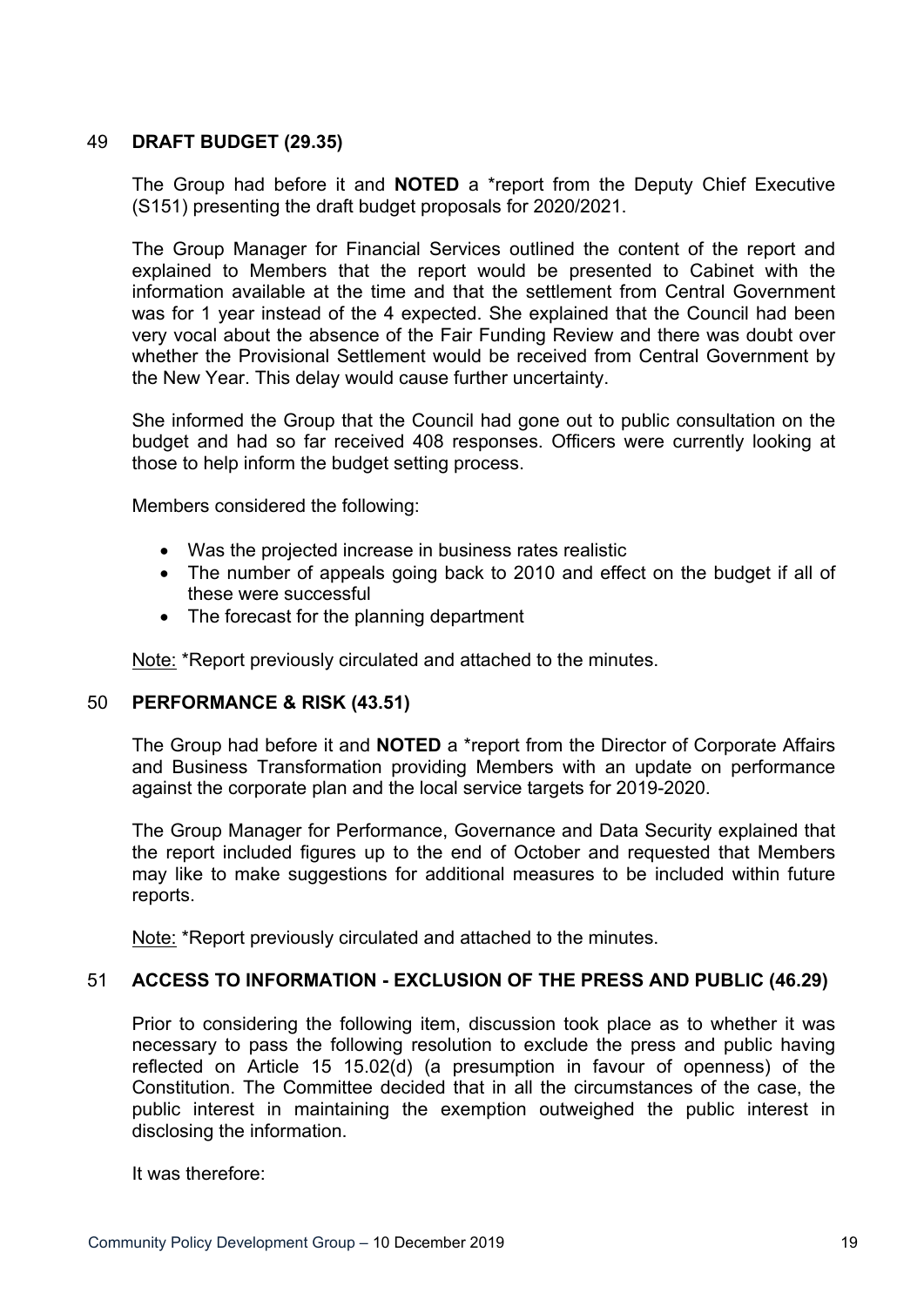## 49 DRAFT BUDGET (29.35)

The Group had before it and **NOTED** a *report from the Deputy Chief Executive (S151) presenting the draft budget proposals for 2020/2021.

The Group Manager for Financial Services outlined the content of the report and explained to Members that the report would be presented to Cabinet with the information available at the time and that the settlement from Central Government was for 1 year instead of the 4 expected. She explained that the Council had been very vocal about the absence of the Fair Funding Review and there was doubt over whether the Provisional Settlement would be received from Central Government by the New Year. This delay would cause further uncertainty.

She informed the Group that the Council had gone out to public consultation on the budget and had so far received 408 responses. Officers were currently looking at those to help inform the budget setting process.

Members considered the following:

- Was the projected increase in business rates realistic
- The number of appeals going back to 2010 and effect on the budget if all of these were successful
- The forecast for the planning department

Note: *Report previously circulated and attached to the minutes.

## 50 PERFORMANCE & RISK (43.51)

The Group had before it and **NOTED** a *report from the Director of Corporate Affairs and Business Transformation providing Members with an update on performance against the corporate plan and the local service targets for 2019-2020.

The Group Manager for Performance, Governance and Data Security explained that the report included figures up to the end of October and requested that Members may like to make suggestions for additional measures to be included within future reports.

Note: *Report previously circulated and attached to the minutes.

## 51 ACCESS TO INFORMATION - EXCLUSION OF THE PRESS AND PUBLIC (46.29)

Prior to considering the following item, discussion took place as to whether it was necessary to pass the following resolution to exclude the press and public having reflected on Article 15 15.02(d) (a presumption in favour of openness) of the Constitution. The Committee decided that in all the circumstances of the case, the public interest in maintaining the exemption outweighed the public interest in disclosing the information.

It was therefore: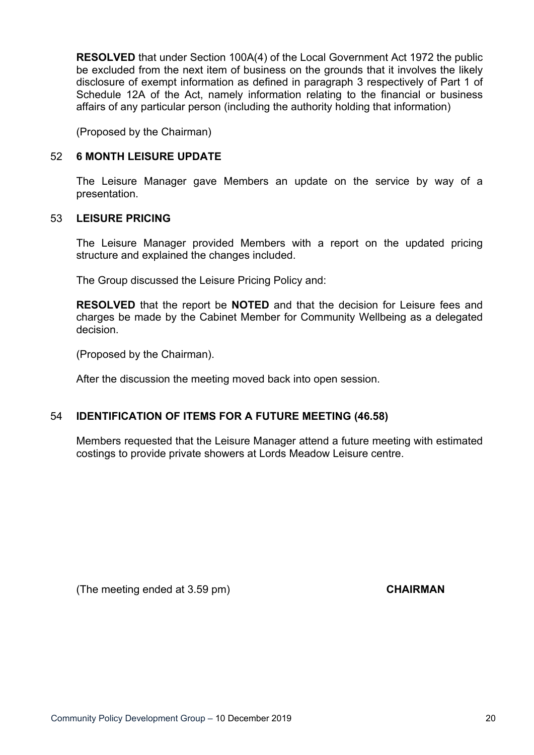**RESOLVED** that under Section 100A(4) of the Local Government Act 1972 the public be excluded from the next item of business on the grounds that it involves the likely disclosure of exempt information as defined in paragraph 3 respectively of Part 1 of Schedule 12A of the Act, namely information relating to the financial or business affairs of any particular person (including the authority holding that information)

(Proposed by the Chairman)

### 52 6 MONTH LEISURE UPDATE

The Leisure Manager gave Members an update on the service by way of a presentation.

### 53 LEISURE PRICING

The Leisure Manager provided Members with a report on the updated pricing structure and explained the changes included.

The Group discussed the Leisure Pricing Policy and:

**RESOLVED** that the report be **NOTED** and that the decision for Leisure fees and charges be made by the Cabinet Member for Community Wellbeing as a delegated decision.

(Proposed by the Chairman).

After the discussion the meeting moved back into open session.

### 54 IDENTIFICATION OF ITEMS FOR A FUTURE MEETING (46.58)

Members requested that the Leisure Manager attend a future meeting with estimated costings to provide private showers at Lords Meadow Leisure centre.

(The meeting ended at 3.59 pm) **CHAIRMAN**